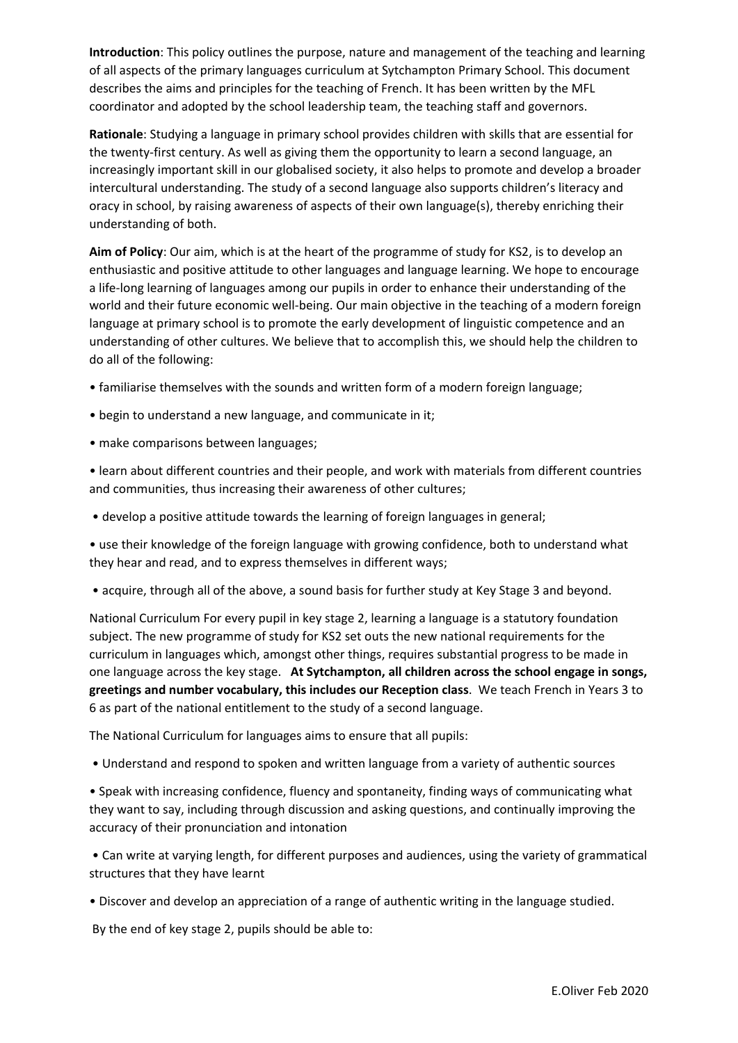**Introduction**: This policy outlines the purpose, nature and management of the teaching and learning of all aspects of the primary languages curriculum at Sytchampton Primary School. This document describes the aims and principles for the teaching of French. It has been written by the MFL coordinator and adopted by the school leadership team, the teaching staff and governors.

**Rationale**: Studying a language in primary school provides children with skills that are essential for the twenty-first century. As well as giving them the opportunity to learn a second language, an increasingly important skill in our globalised society, it also helps to promote and develop a broader intercultural understanding. The study of a second language also supports children's literacy and oracy in school, by raising awareness of aspects of their own language(s), thereby enriching their understanding of both.

**Aim of Policy**: Our aim, which is at the heart of the programme of study for KS2, is to develop an enthusiastic and positive attitude to other languages and language learning. We hope to encourage a life-long learning of languages among our pupils in order to enhance their understanding of the world and their future economic well-being. Our main objective in the teaching of a modern foreign language at primary school is to promote the early development of linguistic competence and an understanding of other cultures. We believe that to accomplish this, we should help the children to do all of the following:

- familiarise themselves with the sounds and written form of a modern foreign language;
- begin to understand a new language, and communicate in it;
- make comparisons between languages;
- learn about different countries and their people, and work with materials from different countries and communities, thus increasing their awareness of other cultures;
- develop a positive attitude towards the learning of foreign languages in general;
- use their knowledge of the foreign language with growing confidence, both to understand what they hear and read, and to express themselves in different ways;
- acquire, through all of the above, a sound basis for further study at Key Stage 3 and beyond.

National Curriculum For every pupil in key stage 2, learning a language is a statutory foundation subject. The new programme of study for KS2 set outs the new national requirements for the curriculum in languages which, amongst other things, requires substantial progress to be made in one language across the key stage. **At Sytchampton, all children across the school engage in songs, greetings and number vocabulary, this includes our Reception class**. We teach French in Years 3 to 6 as part of the national entitlement to the study of a second language.

The National Curriculum for languages aims to ensure that all pupils:

- Understand and respond to spoken and written language from a variety of authentic sources
- Speak with increasing confidence, fluency and spontaneity, finding ways of communicating what they want to say, including through discussion and asking questions, and continually improving the accuracy of their pronunciation and intonation
- Can write at varying length, for different purposes and audiences, using the variety of grammatical structures that they have learnt
- Discover and develop an appreciation of a range of authentic writing in the language studied.

By the end of key stage 2, pupils should be able to: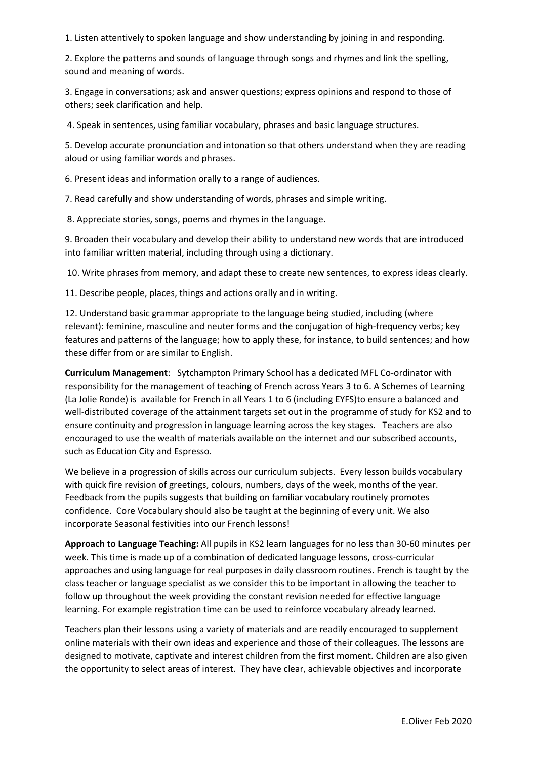1. Listen attentively to spoken language and show understanding by joining in and responding.

2. Explore the patterns and sounds of language through songs and rhymes and link the spelling, sound and meaning of words.

3. Engage in conversations; ask and answer questions; express opinions and respond to those of others; seek clarification and help.

4. Speak in sentences, using familiar vocabulary, phrases and basic language structures.

5. Develop accurate pronunciation and intonation so that others understand when they are reading aloud or using familiar words and phrases.

6. Present ideas and information orally to a range of audiences.

7. Read carefully and show understanding of words, phrases and simple writing.

8. Appreciate stories, songs, poems and rhymes in the language.

9. Broaden their vocabulary and develop their ability to understand new words that are introduced into familiar written material, including through using a dictionary.

10. Write phrases from memory, and adapt these to create new sentences, to express ideas clearly.

11. Describe people, places, things and actions orally and in writing.

12. Understand basic grammar appropriate to the language being studied, including (where relevant): feminine, masculine and neuter forms and the conjugation of high-frequency verbs; key features and patterns of the language; how to apply these, for instance, to build sentences; and how these differ from or are similar to English.

**Curriculum Management**: Sytchampton Primary School has a dedicated MFL Co-ordinator with responsibility for the management of teaching of French across Years 3 to 6. A Schemes of Learning (La Jolie Ronde) is available for French in all Years 1 to 6 (including EYFS)to ensure a balanced and well-distributed coverage of the attainment targets set out in the programme of study for KS2 and to ensure continuity and progression in language learning across the key stages. Teachers are also encouraged to use the wealth of materials available on the internet and our subscribed accounts, such as Education City and Espresso.

We believe in a progression of skills across our curriculum subjects. Every lesson builds vocabulary with quick fire revision of greetings, colours, numbers, days of the week, months of the year. Feedback from the pupils suggests that building on familiar vocabulary routinely promotes confidence. Core Vocabulary should also be taught at the beginning of every unit. We also incorporate Seasonal festivities into our French lessons!

**Approach to Language Teaching:** All pupils in KS2 learn languages for no less than 30-60 minutes per week. This time is made up of a combination of dedicated language lessons, cross-curricular approaches and using language for real purposes in daily classroom routines. French is taught by the class teacher or language specialist as we consider this to be important in allowing the teacher to follow up throughout the week providing the constant revision needed for effective language learning. For example registration time can be used to reinforce vocabulary already learned.

Teachers plan their lessons using a variety of materials and are readily encouraged to supplement online materials with their own ideas and experience and those of their colleagues. The lessons are designed to motivate, captivate and interest children from the first moment. Children are also given the opportunity to select areas of interest. They have clear, achievable objectives and incorporate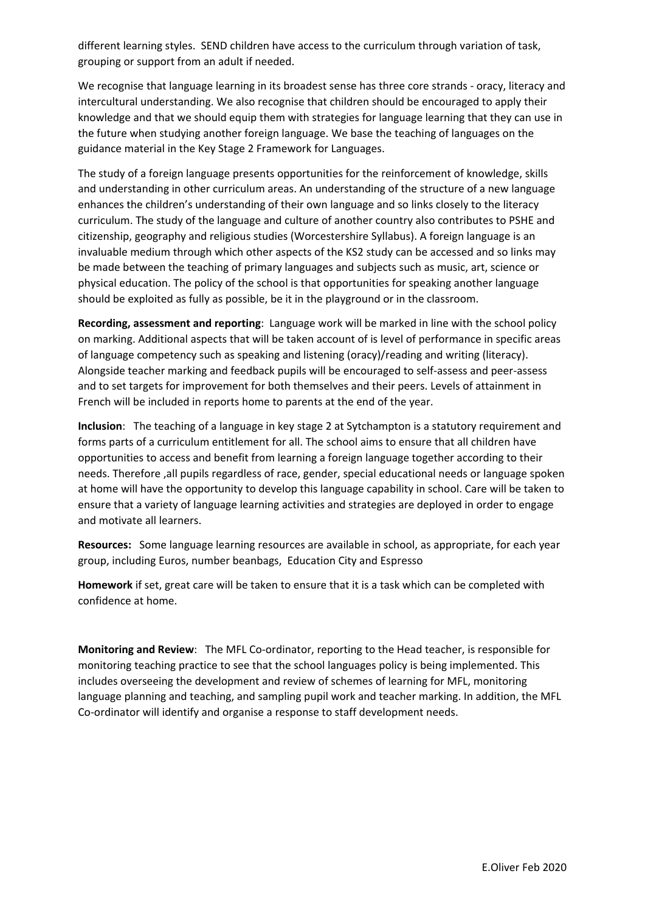different learning styles. SEND children have access to the curriculum through variation of task, grouping or support from an adult if needed.

We recognise that language learning in its broadest sense has three core strands - oracy, literacy and intercultural understanding. We also recognise that children should be encouraged to apply their knowledge and that we should equip them with strategies for language learning that they can use in the future when studying another foreign language. We base the teaching of languages on the guidance material in the Key Stage 2 Framework for Languages.

The study of a foreign language presents opportunities for the reinforcement of knowledge, skills and understanding in other curriculum areas. An understanding of the structure of a new language enhances the children's understanding of their own language and so links closely to the literacy curriculum. The study of the language and culture of another country also contributes to PSHE and citizenship, geography and religious studies (Worcestershire Syllabus). A foreign language is an invaluable medium through which other aspects of the KS2 study can be accessed and so links may be made between the teaching of primary languages and subjects such as music, art, science or physical education. The policy of the school is that opportunities for speaking another language should be exploited as fully as possible, be it in the playground or in the classroom.

**Recording, assessment and reporting**: Language work will be marked in line with the school policy on marking. Additional aspects that will be taken account of is level of performance in specific areas of language competency such as speaking and listening (oracy)/reading and writing (literacy). Alongside teacher marking and feedback pupils will be encouraged to self-assess and peer-assess and to set targets for improvement for both themselves and their peers. Levels of attainment in French will be included in reports home to parents at the end of the year.

**Inclusion**: The teaching of a language in key stage 2 at Sytchampton is a statutory requirement and forms parts of a curriculum entitlement for all. The school aims to ensure that all children have opportunities to access and benefit from learning a foreign language together according to their needs. Therefore ,all pupils regardless of race, gender, special educational needs or language spoken at home will have the opportunity to develop this language capability in school. Care will be taken to ensure that a variety of language learning activities and strategies are deployed in order to engage and motivate all learners.

**Resources:** Some language learning resources are available in school, as appropriate, for each year group, including Euros, number beanbags, Education City and Espresso

**Homework** if set, great care will be taken to ensure that it is a task which can be completed with confidence at home.

**Monitoring and Review**: The MFL Co-ordinator, reporting to the Head teacher, is responsible for monitoring teaching practice to see that the school languages policy is being implemented. This includes overseeing the development and review of schemes of learning for MFL, monitoring language planning and teaching, and sampling pupil work and teacher marking. In addition, the MFL Co-ordinator will identify and organise a response to staff development needs.

E.Oliver Feb 2020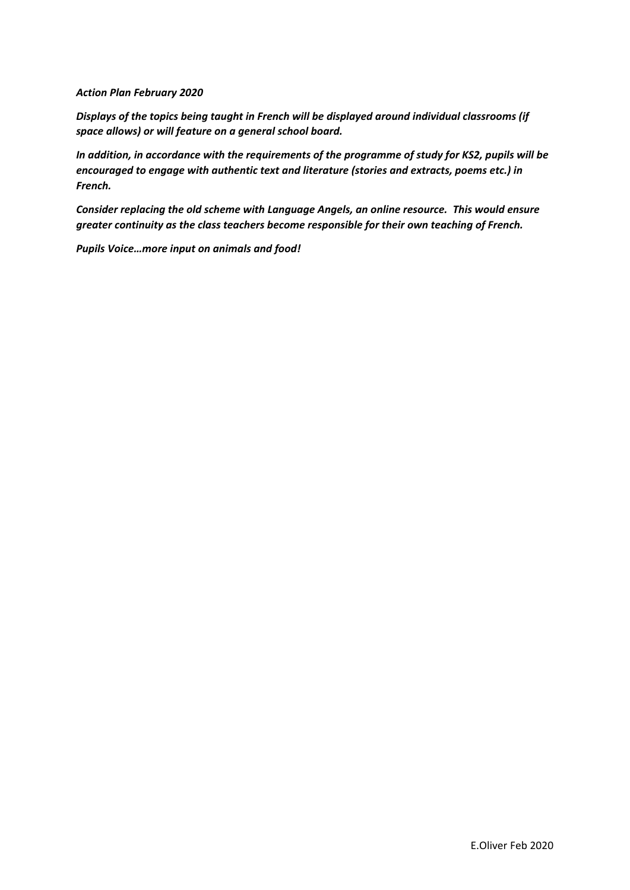***Action Plan February 2020***

***Displays of the topics being taught in French will be displayed around individual classrooms (if space allows) or will feature on a general school board.***

***In addition, in accordance with the requirements of the programme of study for KS2, pupils will be encouraged to engage with authentic text and literature (stories and extracts, poems etc.) in French.***

***Consider replacing the old scheme with Language Angels, an online resource. This would ensure greater continuity as the class teachers become responsible for their own teaching of French.***

***Pupils Voice…more input on animals and food!***

E.Oliver Feb 2020